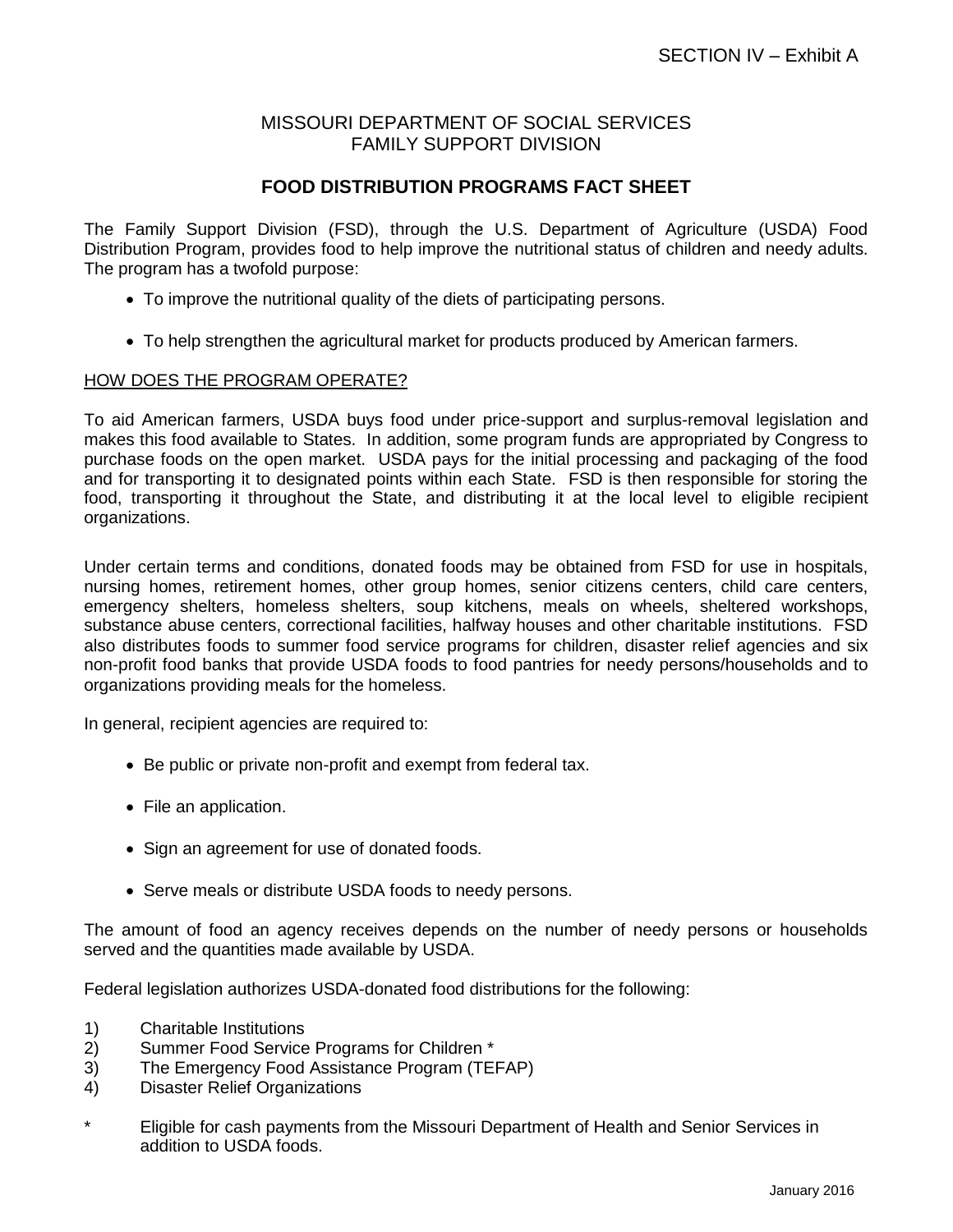SECTION IV – Exhibit A

MISSOURI DEPARTMENT OF SOCIAL SERVICES
FAMILY SUPPORT DIVISION

# FOOD DISTRIBUTION PROGRAMS FACT SHEET

The Family Support Division (FSD), through the U.S. Department of Agriculture (USDA) Food Distribution Program, provides food to help improve the nutritional status of children and needy adults. The program has a twofold purpose:

- To improve the nutritional quality of the diets of participating persons.
- To help strengthen the agricultural market for products produced by American farmers.

## HOW DOES THE PROGRAM OPERATE?

To aid American farmers, USDA buys food under price-support and surplus-removal legislation and makes this food available to States. In addition, some program funds are appropriated by Congress to purchase foods on the open market. USDA pays for the initial processing and packaging of the food and for transporting it to designated points within each State. FSD is then responsible for storing the food, transporting it throughout the State, and distributing it at the local level to eligible recipient organizations.

Under certain terms and conditions, donated foods may be obtained from FSD for use in hospitals, nursing homes, retirement homes, other group homes, senior citizens centers, child care centers, emergency shelters, homeless shelters, soup kitchens, meals on wheels, sheltered workshops, substance abuse centers, correctional facilities, halfway houses and other charitable institutions. FSD also distributes foods to summer food service programs for children, disaster relief agencies and six non-profit food banks that provide USDA foods to food pantries for needy persons/households and to organizations providing meals for the homeless.

In general, recipient agencies are required to:

- Be public or private non-profit and exempt from federal tax.
- File an application.
- Sign an agreement for use of donated foods.
- Serve meals or distribute USDA foods to needy persons.

The amount of food an agency receives depends on the number of needy persons or households served and the quantities made available by USDA.

Federal legislation authorizes USDA-donated food distributions for the following:

1) Charitable Institutions
2) Summer Food Service Programs for Children *
3) The Emergency Food Assistance Program (TEFAP)
4) Disaster Relief Organizations

\* Eligible for cash payments from the Missouri Department of Health and Senior Services in addition to USDA foods.

January 2016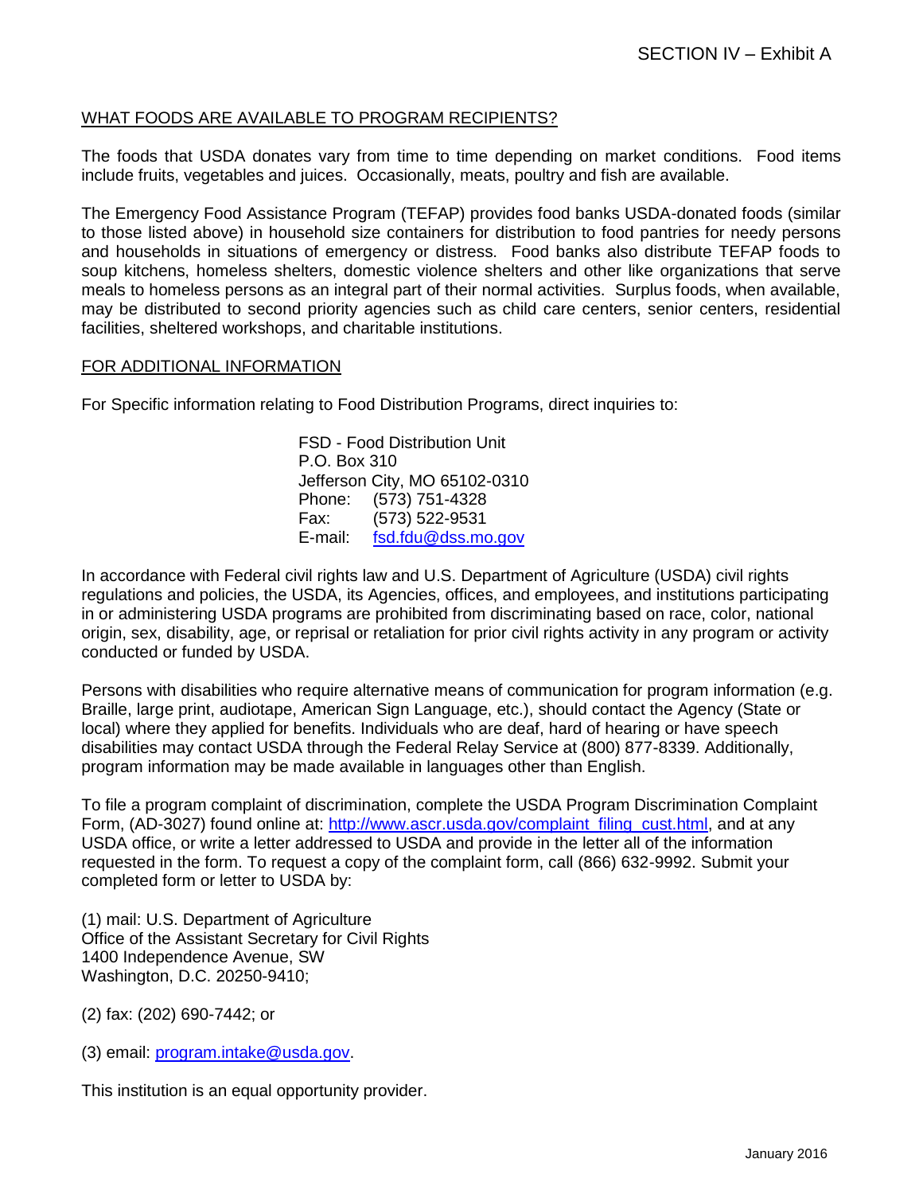SECTION IV – Exhibit A

## WHAT FOODS ARE AVAILABLE TO PROGRAM RECIPIENTS?

The foods that USDA donates vary from time to time depending on market conditions. Food items include fruits, vegetables and juices. Occasionally, meats, poultry and fish are available.

The Emergency Food Assistance Program (TEFAP) provides food banks USDA-donated foods (similar to those listed above) in household size containers for distribution to food pantries for needy persons and households in situations of emergency or distress. Food banks also distribute TEFAP foods to soup kitchens, homeless shelters, domestic violence shelters and other like organizations that serve meals to homeless persons as an integral part of their normal activities. Surplus foods, when available, may be distributed to second priority agencies such as child care centers, senior centers, residential facilities, sheltered workshops, and charitable institutions.

## FOR ADDITIONAL INFORMATION

For Specific information relating to Food Distribution Programs, direct inquiries to:

FSD - Food Distribution Unit
P.O. Box 310
Jefferson City, MO 65102-0310
Phone: (573) 751-4328
Fax: (573) 522-9531
E-mail: fsd.fdu@dss.mo.gov

In accordance with Federal civil rights law and U.S. Department of Agriculture (USDA) civil rights regulations and policies, the USDA, its Agencies, offices, and employees, and institutions participating in or administering USDA programs are prohibited from discriminating based on race, color, national origin, sex, disability, age, or reprisal or retaliation for prior civil rights activity in any program or activity conducted or funded by USDA.

Persons with disabilities who require alternative means of communication for program information (e.g. Braille, large print, audiotape, American Sign Language, etc.), should contact the Agency (State or local) where they applied for benefits. Individuals who are deaf, hard of hearing or have speech disabilities may contact USDA through the Federal Relay Service at (800) 877-8339. Additionally, program information may be made available in languages other than English.

To file a program complaint of discrimination, complete the USDA Program Discrimination Complaint Form, (AD-3027) found online at: http://www.ascr.usda.gov/complaint_filing_cust.html, and at any USDA office, or write a letter addressed to USDA and provide in the letter all of the information requested in the form. To request a copy of the complaint form, call (866) 632-9992. Submit your completed form or letter to USDA by:

(1) mail: U.S. Department of Agriculture
Office of the Assistant Secretary for Civil Rights
1400 Independence Avenue, SW
Washington, D.C. 20250-9410;

(2) fax: (202) 690-7442; or

(3) email: program.intake@usda.gov.

This institution is an equal opportunity provider.

January 2016